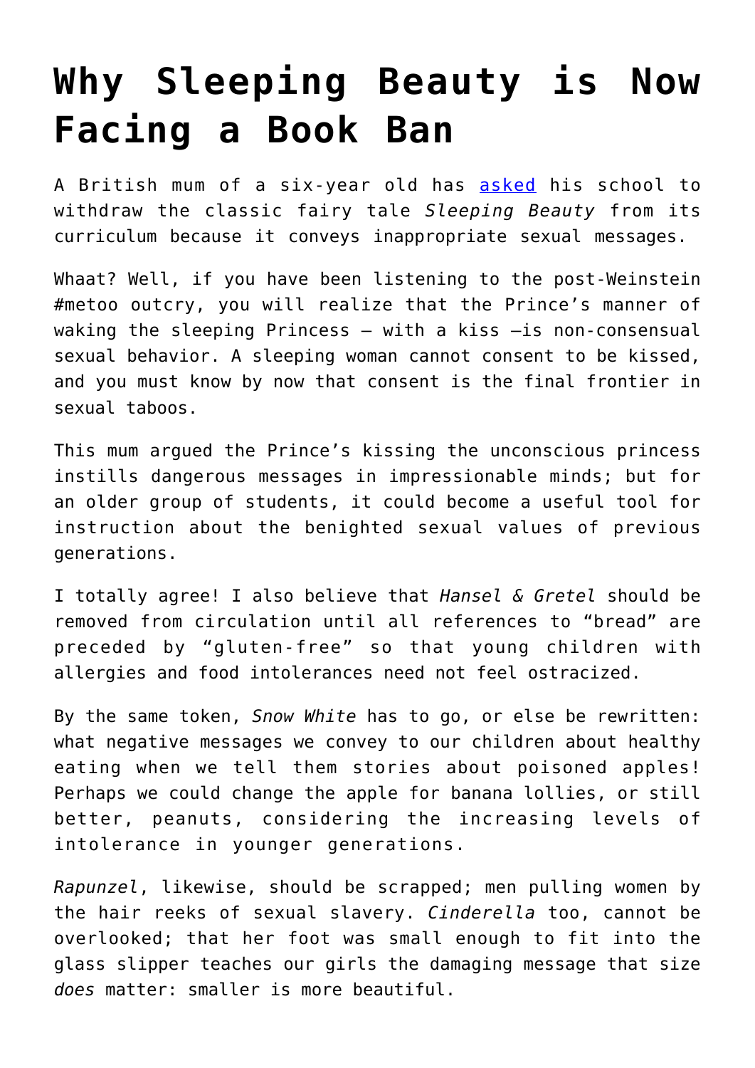# Why Sleeping Beauty is Now Facing a Book Ban

A British mum of a six-year old has [asked](asked) his school to withdraw the classic fairy tale *Sleeping Beauty* from its curriculum because it conveys inappropriate sexual messages.

Whaat? Well, if you have been listening to the post-Weinstein #metoo outcry, you will realize that the Prince's manner of waking the sleeping Princess – with a kiss –is non-consensual sexual behavior. A sleeping woman cannot consent to be kissed, and you must know by now that consent is the final frontier in sexual taboos.

This mum argued the Prince's kissing the unconscious princess instills dangerous messages in impressionable minds; but for an older group of students, it could become a useful tool for instruction about the benighted sexual values of previous generations.

I totally agree! I also believe that *Hansel & Gretel* should be removed from circulation until all references to "bread" are preceded by "gluten-free" so that young children with allergies and food intolerances need not feel ostracized.

By the same token, *Snow White* has to go, or else be rewritten: what negative messages we convey to our children about healthy eating when we tell them stories about poisoned apples! Perhaps we could change the apple for banana lollies, or still better, peanuts, considering the increasing levels of intolerance in younger generations.

*Rapunzel*, likewise, should be scrapped; men pulling women by the hair reeks of sexual slavery. *Cinderella* too, cannot be overlooked; that her foot was small enough to fit into the glass slipper teaches our girls the damaging message that size *does* matter: smaller is more beautiful.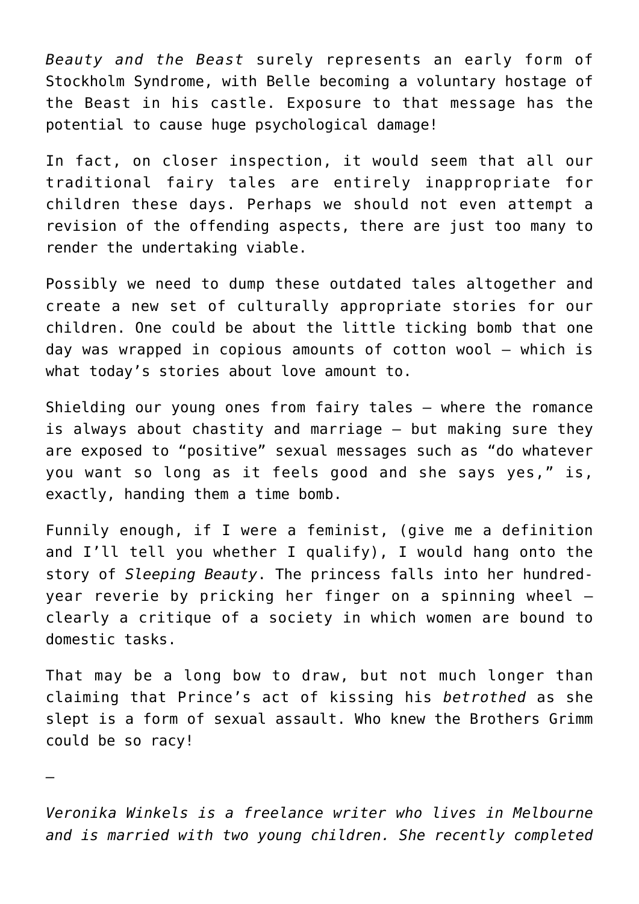*Beauty and the Beast* surely represents an early form of Stockholm Syndrome, with Belle becoming a voluntary hostage of the Beast in his castle. Exposure to that message has the potential to cause huge psychological damage!

In fact, on closer inspection, it would seem that all our traditional fairy tales are entirely inappropriate for children these days. Perhaps we should not even attempt a revision of the offending aspects, there are just too many to render the undertaking viable.

Possibly we need to dump these outdated tales altogether and create a new set of culturally appropriate stories for our children. One could be about the little ticking bomb that one day was wrapped in copious amounts of cotton wool – which is what today's stories about love amount to.

Shielding our young ones from fairy tales – where the romance is always about chastity and marriage – but making sure they are exposed to "positive" sexual messages such as "do whatever you want so long as it feels good and she says yes," is, exactly, handing them a time bomb.

Funnily enough, if I were a feminist, (give me a definition and I'll tell you whether I qualify), I would hang onto the story of *Sleeping Beauty*. The princess falls into her hundred-year reverie by pricking her finger on a spinning wheel – clearly a critique of a society in which women are bound to domestic tasks.

That may be a long bow to draw, but not much longer than claiming that Prince's act of kissing his *betrothed* as she slept is a form of sexual assault. Who knew the Brothers Grimm could be so racy!

–

*Veronika Winkels is a freelance writer who lives in Melbourne and is married with two young children. She recently completed*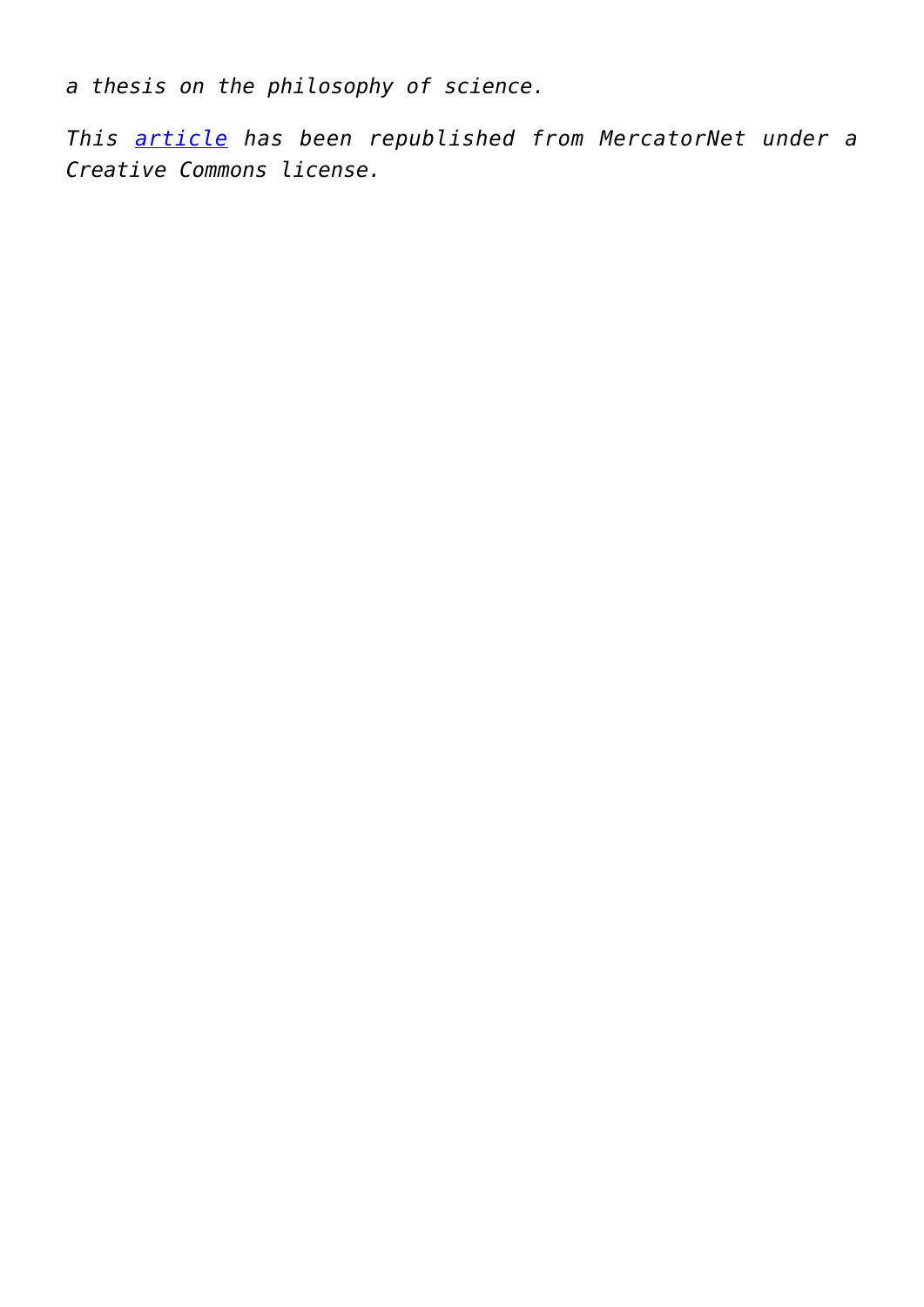*a thesis on the philosophy of science.*

*This [article](article) has been republished from MercatorNet under a Creative Commons license.*